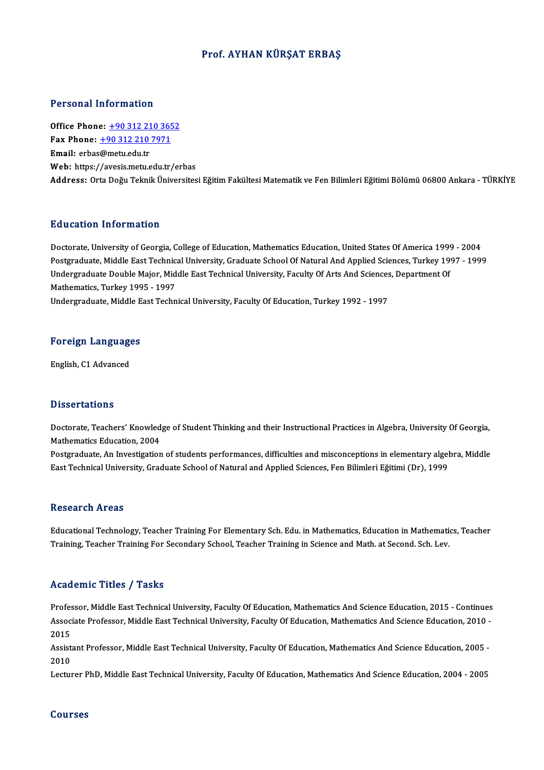# Prof. AYHAN KÜRŞAT ERBAŞ

## Personal Information

**Office Phone:** +90 312 210 3652
**Fax Phone:** +90 312 210 7971
**Email:** erbas@metu.edu.tr
**Web:** https://avesis.metu.edu.tr/erbas
**Address:** Orta Doğu Teknik Üniversitesi Eğitim Fakültesi Matematik ve Fen Bilimleri Eğitimi Bölümü 06800 Ankara - TÜRKİYE

## Education Information

Doctorate, University of Georgia, College of Education, Mathematics Education, United States Of America 1999 - 2004
Postgraduate, Middle East Technical University, Graduate School Of Natural And Applied Sciences, Turkey 1997 - 1999
Undergraduate Double Major, Middle East Technical University, Faculty Of Arts And Sciences, Department Of Mathematics, Turkey 1995 - 1997
Undergraduate, Middle East Technical University, Faculty Of Education, Turkey 1992 - 1997

## Foreign Languages

English, C1 Advanced

## Dissertations

Doctorate, Teachers' Knowledge of Student Thinking and their Instructional Practices in Algebra, University Of Georgia, Mathematics Education, 2004
Postgraduate, An Investigation of students performances, difficulties and misconceptions in elementary algebra, Middle East Technical University, Graduate School of Natural and Applied Sciences, Fen Bilimleri Eğitimi (Dr), 1999

## Research Areas

Educational Technology, Teacher Training For Elementary Sch. Edu. in Mathematics, Education in Mathematics, Teacher Training, Teacher Training For Secondary School, Teacher Training in Science and Math. at Second. Sch. Lev.

## Academic Titles / Tasks

Professor, Middle East Technical University, Faculty Of Education, Mathematics And Science Education, 2015 - Continues
Associate Professor, Middle East Technical University, Faculty Of Education, Mathematics And Science Education, 2010 - 2015
Assistant Professor, Middle East Technical University, Faculty Of Education, Mathematics And Science Education, 2005 - 2010
Lecturer PhD, Middle East Technical University, Faculty Of Education, Mathematics And Science Education, 2004 - 2005

## Courses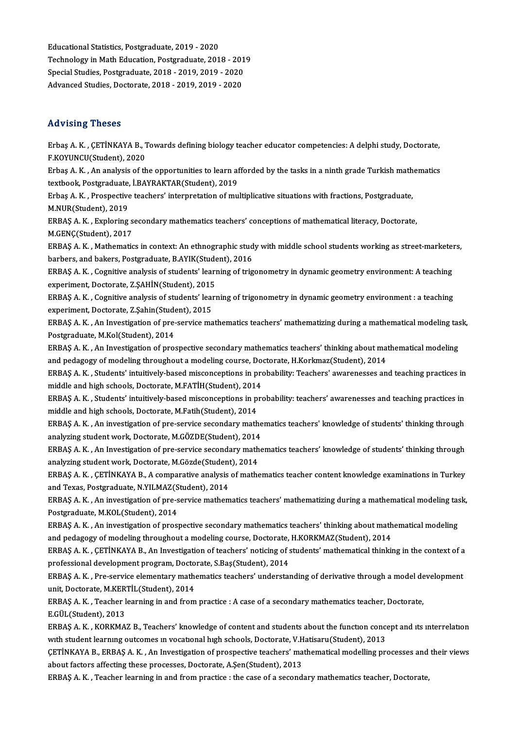Educational Statistics, Postgraduate, 2019 - 2020
Technology in Math Education, Postgraduate, 2018 - 2019
Special Studies, Postgraduate, 2018 - 2019, 2019 - 2020
Advanced Studies, Doctorate, 2018 - 2019, 2019 - 2020

## Advising Theses

Erbaş A. K. , ÇETİNKAYA B., Towards defining biology teacher educator competencies: A delphi study, Doctorate, F.KOYUNCU(Student), 2020

Erbaş A. K. , An analysis of the opportunities to learn afforded by the tasks in a ninth grade Turkish mathematics textbook, Postgraduate, İ.BAYRAKTAR(Student), 2019

Erbaş A. K. , Prospective teachers' interpretation of multiplicative situations with fractions, Postgraduate, M.NUR(Student), 2019

ERBAŞ A. K. , Exploring secondary mathematics teachers' conceptions of mathematical literacy, Doctorate, M.GENÇ(Student), 2017

ERBAŞ A. K. , Mathematics in context: An ethnographic study with middle school students working as street-marketers, barbers, and bakers, Postgraduate, B.AYIK(Student), 2016

ERBAŞ A. K. , Cognitive analysis of students' learning of trigonometry in dynamic geometry environment: A teaching experiment, Doctorate, Z.ŞAHİN(Student), 2015

ERBAŞ A. K. , Cognitive analysis of students' learning of trigonometry in dynamic geometry environment : a teaching experiment, Doctorate, Z.Şahin(Student), 2015

ERBAŞ A. K. , An Investigation of pre-service mathematics teachers' mathematizing during a mathematical modeling task, Postgraduate, M.Kol(Student), 2014

ERBAŞ A. K. , An Investigation of prospective secondary mathematics teachers' thinking about mathematical modeling and pedagogy of modeling throughout a modeling course, Doctorate, H.Korkmaz(Student), 2014

ERBAŞ A. K. , Students' intuitively-based misconceptions in probability: Teachers' awarenesses and teaching practices in middle and high schools, Doctorate, M.FATİH(Student), 2014

ERBAŞ A. K. , Students' intuitively-based misconceptions in probability: teachers' awarenesses and teaching practices in middle and high schools, Doctorate, M.Fatih(Student), 2014

ERBAŞ A. K. , An investigation of pre-service secondary mathematics teachers' knowledge of students' thinking through analyzing student work, Doctorate, M.GÖZDE(Student), 2014

ERBAŞ A. K. , An Investigation of pre-service secondary mathematics teachers' knowledge of students' thinking through analyzing student work, Doctorate, M.Gözde(Student), 2014

ERBAŞ A. K. , ÇETİNKAYA B., A comparative analysis of mathematics teacher content knowledge examinations in Turkey and Texas, Postgraduate, N.YILMAZ(Student), 2014

ERBAŞ A. K. , An investigation of pre-service mathematics teachers' mathematizing during a mathematical modeling task, Postgraduate, M.KOL(Student), 2014

ERBAŞ A. K. , An investigation of prospective secondary mathematics teachers' thinking about mathematical modeling and pedagogy of modeling throughout a modeling course, Doctorate, H.KORKMAZ(Student), 2014

ERBAŞ A. K. , ÇETİNKAYA B., An Investigation of teachers' noticing of students' mathematical thinking in the context of a professional development program, Doctorate, S.Baş(Student), 2014

ERBAŞ A. K. , Pre-service elementary mathematics teachers' understanding of derivative through a model development unit, Doctorate, M.KERTİL(Student), 2014

ERBAŞ A. K. , Teacher learning in and from practice : A case of a secondary mathematics teacher, Doctorate, E.GÜL(Student), 2013

ERBAŞ A. K. , KORKMAZ B., Teachers' knowledge of content and students about the functıon concept and ıts ınterrelatıon wıth student learnıng outcomes ın vocatıonal hıgh schools, Doctorate, V.Hatisaru(Student), 2013

ÇETİNKAYA B., ERBAŞ A. K. , An Investigation of prospective teachers' mathematical modelling processes and their views about factors affecting these processes, Doctorate, A.Şen(Student), 2013

ERBAŞ A. K. , Teacher learning in and from practice : the case of a secondary mathematics teacher, Doctorate,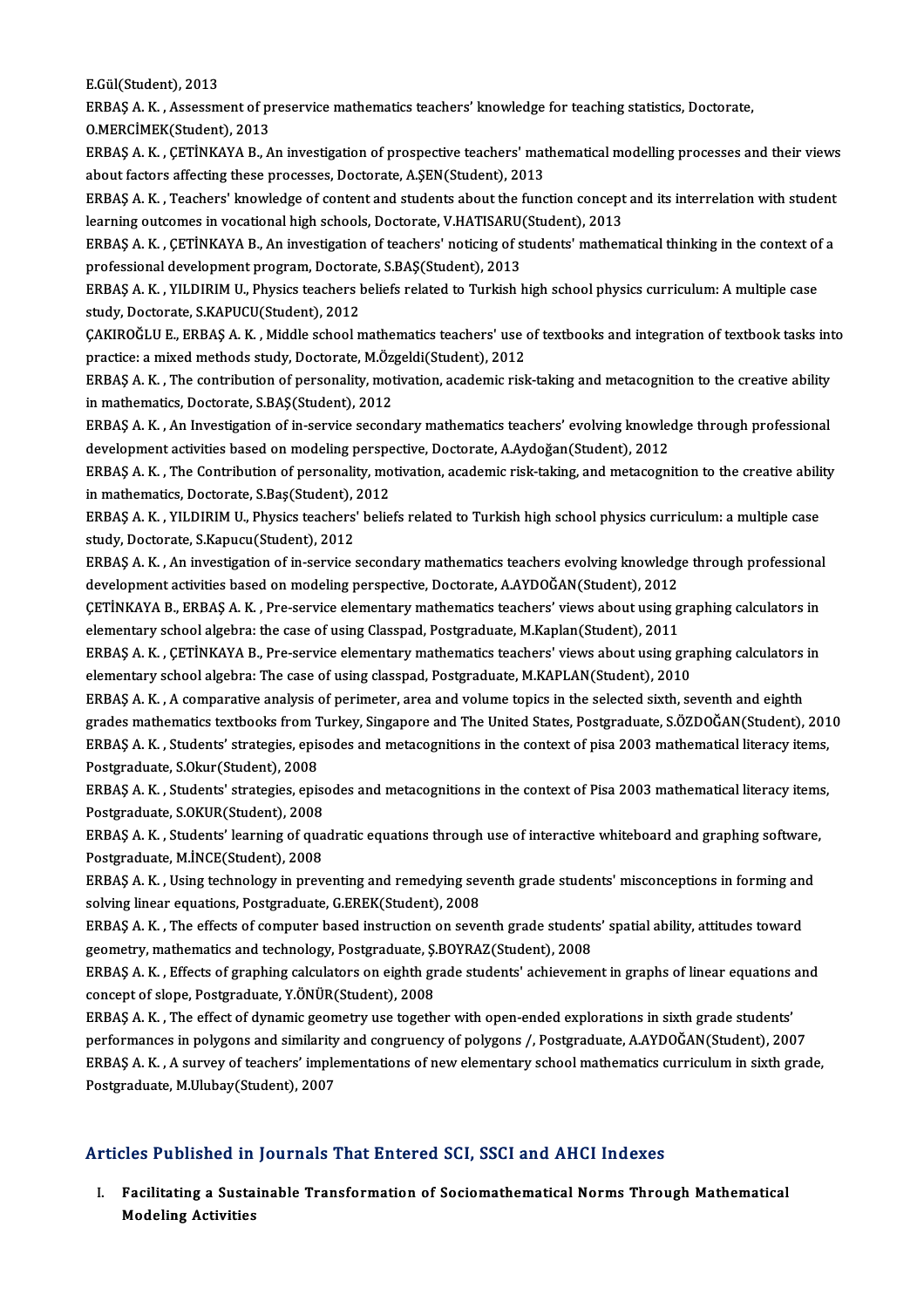E.Gül(Student), 2013

ERBAŞ A. K. , Assessment of preservice mathematics teachers' knowledge for teaching statistics, Doctorate, O.MERCİMEK(Student), 2013

ERBAŞ A. K. , ÇETİNKAYA B., An investigation of prospective teachers' mathematical modelling processes and their views about factors affecting these processes, Doctorate, A.ŞEN(Student), 2013

ERBAŞ A. K. , Teachers' knowledge of content and students about the function concept and its interrelation with student learning outcomes in vocational high schools, Doctorate, V.HATISARU(Student), 2013

ERBAŞ A. K. , ÇETİNKAYA B., An investigation of teachers' noticing of students' mathematical thinking in the context of a professional development program, Doctorate, S.BAŞ(Student), 2013

ERBAŞ A. K. , YILDIRIM U., Physics teachers beliefs related to Turkish high school physics curriculum: A multiple case study, Doctorate, S.KAPUCU(Student), 2012

ÇAKIROĞLU E., ERBAŞ A. K. , Middle school mathematics teachers' use of textbooks and integration of textbook tasks into practice: a mixed methods study, Doctorate, M.Özgeldi(Student), 2012

ERBAŞ A. K. , The contribution of personality, motivation, academic risk-taking and metacognition to the creative ability in mathematics, Doctorate, S.BAŞ(Student), 2012

ERBAŞ A. K. , An Investigation of in-service secondary mathematics teachers' evolving knowledge through professional development activities based on modeling perspective, Doctorate, A.Aydoğan(Student), 2012

ERBAŞ A. K. , The Contribution of personality, motivation, academic risk-taking, and metacognition to the creative ability in mathematics, Doctorate, S.Baş(Student), 2012

ERBAŞ A. K. , YILDIRIM U., Physics teachers' beliefs related to Turkish high school physics curriculum: a multiple case study, Doctorate, S.Kapucu(Student), 2012

ERBAŞ A. K. , An investigation of in-service secondary mathematics teachers evolving knowledge through professional development activities based on modeling perspective, Doctorate, A.AYDOĞAN(Student), 2012

ÇETİNKAYA B., ERBAŞ A. K. , Pre-service elementary mathematics teachers' views about using graphing calculators in elementary school algebra: the case of using Classpad, Postgraduate, M.Kaplan(Student), 2011

ERBAŞ A. K. , ÇETİNKAYA B., Pre-service elementary mathematics teachers' views about using graphing calculators in elementary school algebra: The case of using classpad, Postgraduate, M.KAPLAN(Student), 2010

ERBAŞ A. K. , A comparative analysis of perimeter, area and volume topics in the selected sixth, seventh and eighth grades mathematics textbooks from Turkey, Singapore and The United States, Postgraduate, S.ÖZDOĞAN(Student), 2010

ERBAŞ A. K. , Students' strategies, episodes and metacognitions in the context of pisa 2003 mathematical literacy items, Postgraduate, S.Okur(Student), 2008

ERBAŞ A. K. , Students' strategies, episodes and metacognitions in the context of Pisa 2003 mathematical literacy items, Postgraduate, S.OKUR(Student), 2008

ERBAŞ A. K. , Students' learning of quadratic equations through use of interactive whiteboard and graphing software, Postgraduate, M.İNCE(Student), 2008

ERBAŞ A. K. , Using technology in preventing and remedying seventh grade students' misconceptions in forming and solving linear equations, Postgraduate, G.EREK(Student), 2008

ERBAŞ A. K. , The effects of computer based instruction on seventh grade students' spatial ability, attitudes toward geometry, mathematics and technology, Postgraduate, Ş.BOYRAZ(Student), 2008

ERBAŞ A. K. , Effects of graphing calculators on eighth grade students' achievement in graphs of linear equations and concept of slope, Postgraduate, Y.ÖNÜR(Student), 2008

ERBAŞ A. K. , The effect of dynamic geometry use together with open-ended explorations in sixth grade students' performances in polygons and similarity and congruency of polygons /, Postgraduate, A.AYDOĞAN(Student), 2007

ERBAŞ A. K. , A survey of teachers' implementations of new elementary school mathematics curriculum in sixth grade, Postgraduate, M.Ulubay(Student), 2007

## Articles Published in Journals That Entered SCI, SSCI and AHCI Indexes

I. **Facilitating a Sustainable Transformation of Sociomathematical Norms Through Mathematical Modeling Activities**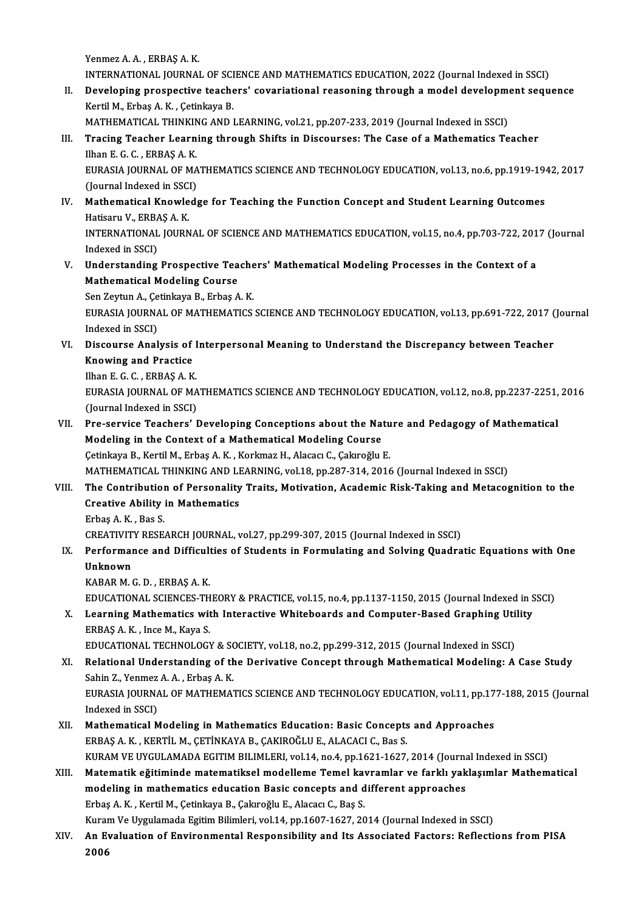Yenmez A. A. , ERBAŞ A. K.
INTERNATIONAL JOURNAL OF SCIENCE AND MATHEMATICS EDUCATION, 2022 (Journal Indexed in SSCI)

II. **Developing prospective teachers' covariational reasoning through a model development sequence**
Kertil M., Erbaş A. K. , Çetinkaya B.
MATHEMATICAL THINKING AND LEARNING, vol.21, pp.207-233, 2019 (Journal Indexed in SSCI)

III. **Tracing Teacher Learning through Shifts in Discourses: The Case of a Mathematics Teacher**
Ilhan E. G. C. , ERBAŞ A. K.
EURASIA JOURNAL OF MATHEMATICS SCIENCE AND TECHNOLOGY EDUCATION, vol.13, no.6, pp.1919-1942, 2017 (Journal Indexed in SSCI)

IV. **Mathematical Knowledge for Teaching the Function Concept and Student Learning Outcomes**
Hatisaru V., ERBAŞ A. K.
INTERNATIONAL JOURNAL OF SCIENCE AND MATHEMATICS EDUCATION, vol.15, no.4, pp.703-722, 2017 (Journal Indexed in SSCI)

V. **Understanding Prospective Teachers' Mathematical Modeling Processes in the Context of a Mathematical Modeling Course**
Sen Zeytun A., Çetinkaya B., Erbaş A. K.
EURASIA JOURNAL OF MATHEMATICS SCIENCE AND TECHNOLOGY EDUCATION, vol.13, pp.691-722, 2017 (Journal Indexed in SSCI)

VI. **Discourse Analysis of Interpersonal Meaning to Understand the Discrepancy between Teacher Knowing and Practice**
Ilhan E. G. C. , ERBAŞ A. K.
EURASIA JOURNAL OF MATHEMATICS SCIENCE AND TECHNOLOGY EDUCATION, vol.12, no.8, pp.2237-2251, 2016 (Journal Indexed in SSCI)

VII. **Pre-service Teachers' Developing Conceptions about the Nature and Pedagogy of Mathematical Modeling in the Context of a Mathematical Modeling Course**
Çetinkaya B., Kertil M., Erbaş A. K. , Korkmaz H., Alacacı C., Çakıroğlu E.
MATHEMATICAL THINKING AND LEARNING, vol.18, pp.287-314, 2016 (Journal Indexed in SSCI)

VIII. **The Contribution of Personality Traits, Motivation, Academic Risk-Taking and Metacognition to the Creative Ability in Mathematics**
Erbaş A. K. , Bas S.
CREATIVITY RESEARCH JOURNAL, vol.27, pp.299-307, 2015 (Journal Indexed in SSCI)

IX. **Performance and Difficulties of Students in Formulating and Solving Quadratic Equations with One Unknown**
KABAR M. G. D. , ERBAŞ A. K.
EDUCATIONAL SCIENCES-THEORY & PRACTICE, vol.15, no.4, pp.1137-1150, 2015 (Journal Indexed in SSCI)

X. **Learning Mathematics with Interactive Whiteboards and Computer-Based Graphing Utility**
ERBAŞ A. K. , Ince M., Kaya S.
EDUCATIONAL TECHNOLOGY & SOCIETY, vol.18, no.2, pp.299-312, 2015 (Journal Indexed in SSCI)

XI. **Relational Understanding of the Derivative Concept through Mathematical Modeling: A Case Study**
Sahin Z., Yenmez A. A. , Erbaş A. K.
EURASIA JOURNAL OF MATHEMATICS SCIENCE AND TECHNOLOGY EDUCATION, vol.11, pp.177-188, 2015 (Journal Indexed in SSCI)

XII. **Mathematical Modeling in Mathematics Education: Basic Concepts and Approaches**
ERBAŞ A. K. , KERTİL M., ÇETİNKAYA B., ÇAKIROĞLU E., ALACACI C., Bas S.
KURAM VE UYGULAMADA EGITIM BILIMLERI, vol.14, no.4, pp.1621-1627, 2014 (Journal Indexed in SSCI)

XIII. **Matematik eğitiminde matematiksel modelleme Temel kavramlar ve farklı yaklaşımlar Mathematical modeling in mathematics education Basic concepts and different approaches**
Erbaş A. K. , Kertil M., Çetinkaya B., Çakıroğlu E., Alacacı C., Baş S.
Kuram Ve Uygulamada Egitim Bilimleri, vol.14, pp.1607-1627, 2014 (Journal Indexed in SSCI)

XIV. **An Evaluation of Environmental Responsibility and Its Associated Factors: Reflections from PISA 2006**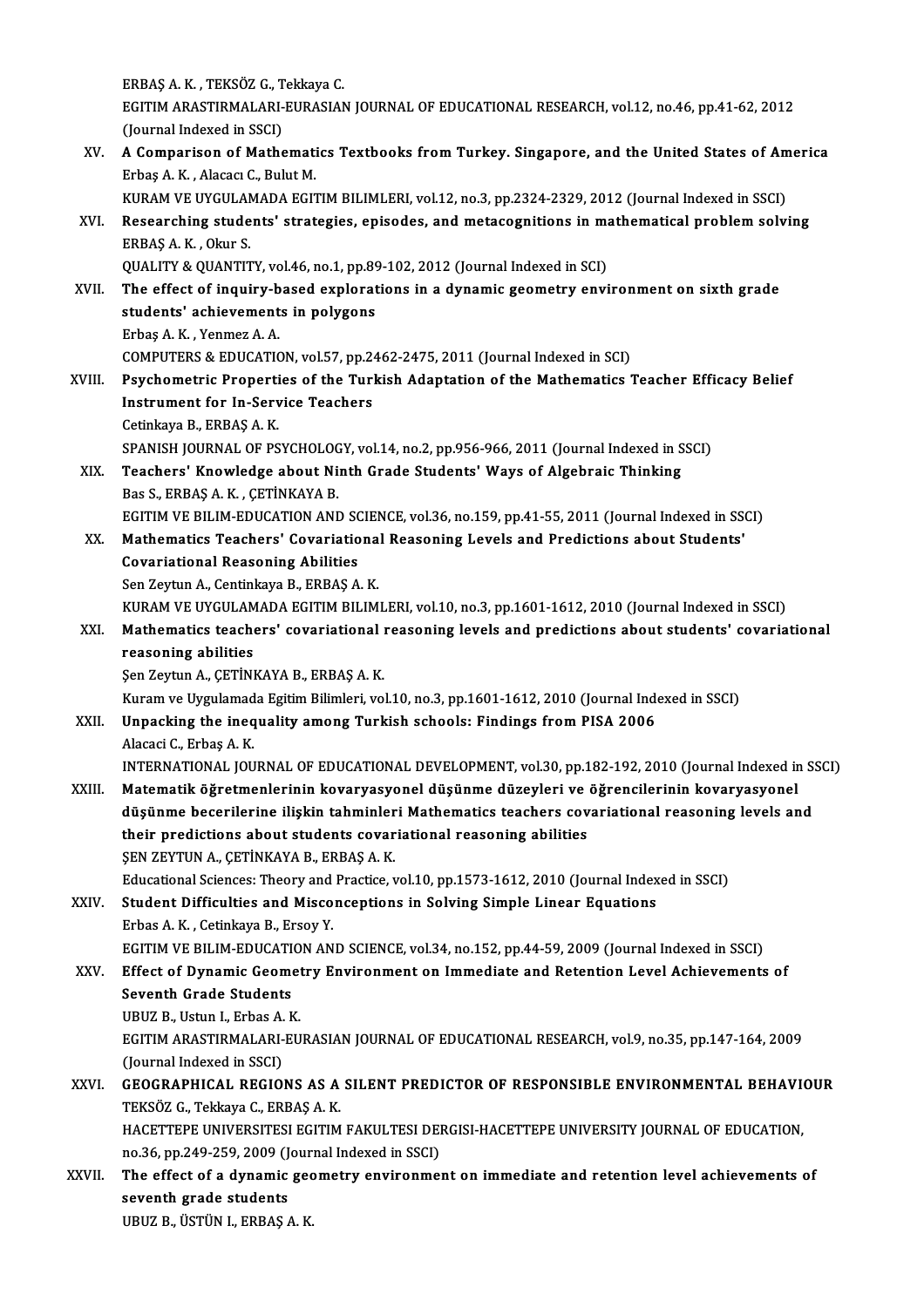ERBAŞ A. K. , TEKSÖZ G., Tekkaya C.
EGITIM ARASTIRMALARI-EURASIAN JOURNAL OF EDUCATIONAL RESEARCH, vol.12, no.46, pp.41-62, 2012 (Journal Indexed in SSCI)

XV. **A Comparison of Mathematics Textbooks from Turkey. Singapore, and the United States of America**
Erbaş A. K. , Alacacı C., Bulut M.
KURAM VE UYGULAMADA EGITIM BILIMLERI, vol.12, no.3, pp.2324-2329, 2012 (Journal Indexed in SSCI)

XVI. **Researching students' strategies, episodes, and metacognitions in mathematical problem solving**
ERBAŞ A. K. , Okur S.
QUALITY & QUANTITY, vol.46, no.1, pp.89-102, 2012 (Journal Indexed in SCI)

XVII. **The effect of inquiry-based explorations in a dynamic geometry environment on sixth grade students' achievements in polygons**
Erbaş A. K. , Yenmez A. A.
COMPUTERS & EDUCATION, vol.57, pp.2462-2475, 2011 (Journal Indexed in SCI)

XVIII. **Psychometric Properties of the Turkish Adaptation of the Mathematics Teacher Efficacy Belief Instrument for In-Service Teachers**
Cetinkaya B., ERBAŞ A. K.
SPANISH JOURNAL OF PSYCHOLOGY, vol.14, no.2, pp.956-966, 2011 (Journal Indexed in SSCI)

XIX. **Teachers' Knowledge about Ninth Grade Students' Ways of Algebraic Thinking**
Bas S., ERBAŞ A. K. , ÇETİNKAYA B.
EGITIM VE BILIM-EDUCATION AND SCIENCE, vol.36, no.159, pp.41-55, 2011 (Journal Indexed in SSCI)

XX. **Mathematics Teachers' Covariational Reasoning Levels and Predictions about Students' Covariational Reasoning Abilities**
Sen Zeytun A., Centinkaya B., ERBAŞ A. K.
KURAM VE UYGULAMADA EGITIM BILIMLERI, vol.10, no.3, pp.1601-1612, 2010 (Journal Indexed in SSCI)

XXI. **Mathematics teachers' covariational reasoning levels and predictions about students' covariational reasoning abilities**
Şen Zeytun A., ÇETİNKAYA B., ERBAŞ A. K.
Kuram ve Uygulamada Egitim Bilimleri, vol.10, no.3, pp.1601-1612, 2010 (Journal Indexed in SSCI)

XXII. **Unpacking the inequality among Turkish schools: Findings from PISA 2006**
Alacaci C., Erbaş A. K.
INTERNATIONAL JOURNAL OF EDUCATIONAL DEVELOPMENT, vol.30, pp.182-192, 2010 (Journal Indexed in SSCI)

XXIII. **Matematik öğretmenlerinin kovaryasyonel düşünme düzeyleri ve öğrencilerinin kovaryasyonel düşünme becerilerine ilişkin tahminleri Mathematics teachers covariational reasoning levels and their predictions about students covariational reasoning abilities**
ŞEN ZEYTUN A., ÇETİNKAYA B., ERBAŞ A. K.
Educational Sciences: Theory and Practice, vol.10, pp.1573-1612, 2010 (Journal Indexed in SSCI)

XXIV. **Student Difficulties and Misconceptions in Solving Simple Linear Equations**
Erbas A. K. , Cetinkaya B., Ersoy Y.
EGITIM VE BILIM-EDUCATION AND SCIENCE, vol.34, no.152, pp.44-59, 2009 (Journal Indexed in SSCI)

XXV. **Effect of Dynamic Geometry Environment on Immediate and Retention Level Achievements of Seventh Grade Students**
UBUZ B., Ustun I., Erbas A. K.
EGITIM ARASTIRMALARI-EURASIAN JOURNAL OF EDUCATIONAL RESEARCH, vol.9, no.35, pp.147-164, 2009 (Journal Indexed in SSCI)

XXVI. **GEOGRAPHICAL REGIONS AS A SILENT PREDICTOR OF RESPONSIBLE ENVIRONMENTAL BEHAVIOUR**
TEKSÖZ G., Tekkaya C., ERBAŞ A. K.
HACETTEPE UNIVERSITESI EGITIM FAKULTESI DERGISI-HACETTEPE UNIVERSITY JOURNAL OF EDUCATION, no.36, pp.249-259, 2009 (Journal Indexed in SSCI)

XXVII. **The effect of a dynamic geometry environment on immediate and retention level achievements of seventh grade students**
UBUZ B., ÜSTÜN I., ERBAŞ A. K.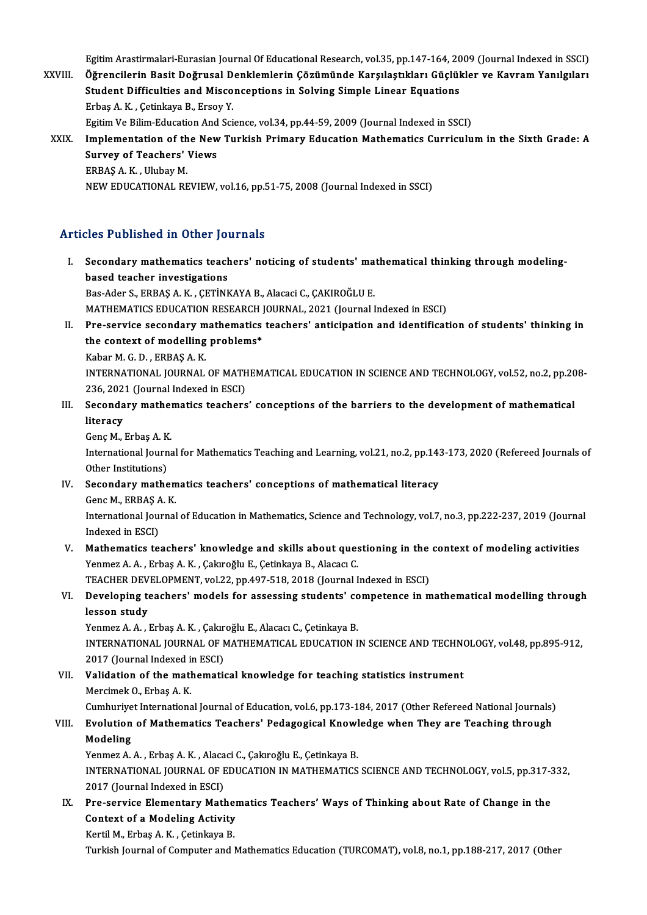Egitim Arastirmalari-Eurasian Journal Of Educational Research, vol.35, pp.147-164, 2009 (Journal Indexed in SSCI)

XXVIII. **Öğrencilerin Basit Doğrusal Denklemlerin Çözümünde Karşılaştıkları Güçlükler ve Kavram Yanılgıları Student Difficulties and Misconceptions in Solving Simple Linear Equations**
Erbaş A. K. , Çetinkaya B., Ersoy Y.
Egitim Ve Bilim-Education And Science, vol.34, pp.44-59, 2009 (Journal Indexed in SSCI)

XXIX. **Implementation of the New Turkish Primary Education Mathematics Curriculum in the Sixth Grade: A Survey of Teachers' Views**
ERBAŞ A. K. , Ulubay M.
NEW EDUCATIONAL REVIEW, vol.16, pp.51-75, 2008 (Journal Indexed in SSCI)

## Articles Published in Other Journals

I. **Secondary mathematics teachers' noticing of students' mathematical thinking through modeling-based teacher investigations**
Bas-Ader S., ERBAŞ A. K. , ÇETİNKAYA B., Alacaci C., ÇAKIROĞLU E.
MATHEMATICS EDUCATION RESEARCH JOURNAL, 2021 (Journal Indexed in ESCI)

II. **Pre-service secondary mathematics teachers' anticipation and identification of students' thinking in the context of modelling problems***
Kabar M. G. D. , ERBAŞ A. K.
INTERNATIONAL JOURNAL OF MATHEMATICAL EDUCATION IN SCIENCE AND TECHNOLOGY, vol.52, no.2, pp.208-236, 2021 (Journal Indexed in ESCI)

III. **Secondary mathematics teachers' conceptions of the barriers to the development of mathematical literacy**
Genç M., Erbaş A. K.
International Journal for Mathematics Teaching and Learning, vol.21, no.2, pp.143-173, 2020 (Refereed Journals of Other Institutions)

IV. **Secondary mathematics teachers' conceptions of mathematical literacy**
Genc M., ERBAŞ A. K.
International Journal of Education in Mathematics, Science and Technology, vol.7, no.3, pp.222-237, 2019 (Journal Indexed in ESCI)

V. **Mathematics teachers' knowledge and skills about questioning in the context of modeling activities**
Yenmez A. A. , Erbaş A. K. , Çakıroğlu E., Çetinkaya B., Alacacı C.
TEACHER DEVELOPMENT, vol.22, pp.497-518, 2018 (Journal Indexed in ESCI)

VI. **Developing teachers' models for assessing students' competence in mathematical modelling through lesson study**
Yenmez A. A. , Erbaş A. K. , Çakıroğlu E., Alacacı C., Çetinkaya B.
INTERNATIONAL JOURNAL OF MATHEMATICAL EDUCATION IN SCIENCE AND TECHNOLOGY, vol.48, pp.895-912, 2017 (Journal Indexed in ESCI)

VII. **Validation of the mathematical knowledge for teaching statistics instrument**
Mercimek O., Erbaş A. K.
Cumhuriyet International Journal of Education, vol.6, pp.173-184, 2017 (Other Refereed National Journals)

VIII. **Evolution of Mathematics Teachers' Pedagogical Knowledge when They are Teaching through Modeling**
Yenmez A. A. , Erbaş A. K. , Alacaci C., Çakıroğlu E., Çetinkaya B.
INTERNATIONAL JOURNAL OF EDUCATION IN MATHEMATICS SCIENCE AND TECHNOLOGY, vol.5, pp.317-332, 2017 (Journal Indexed in ESCI)

IX. **Pre-service Elementary Mathematics Teachers' Ways of Thinking about Rate of Change in the Context of a Modeling Activity**
Kertil M., Erbaş A. K. , Çetinkaya B.
Turkish Journal of Computer and Mathematics Education (TURCOMAT), vol.8, no.1, pp.188-217, 2017 (Other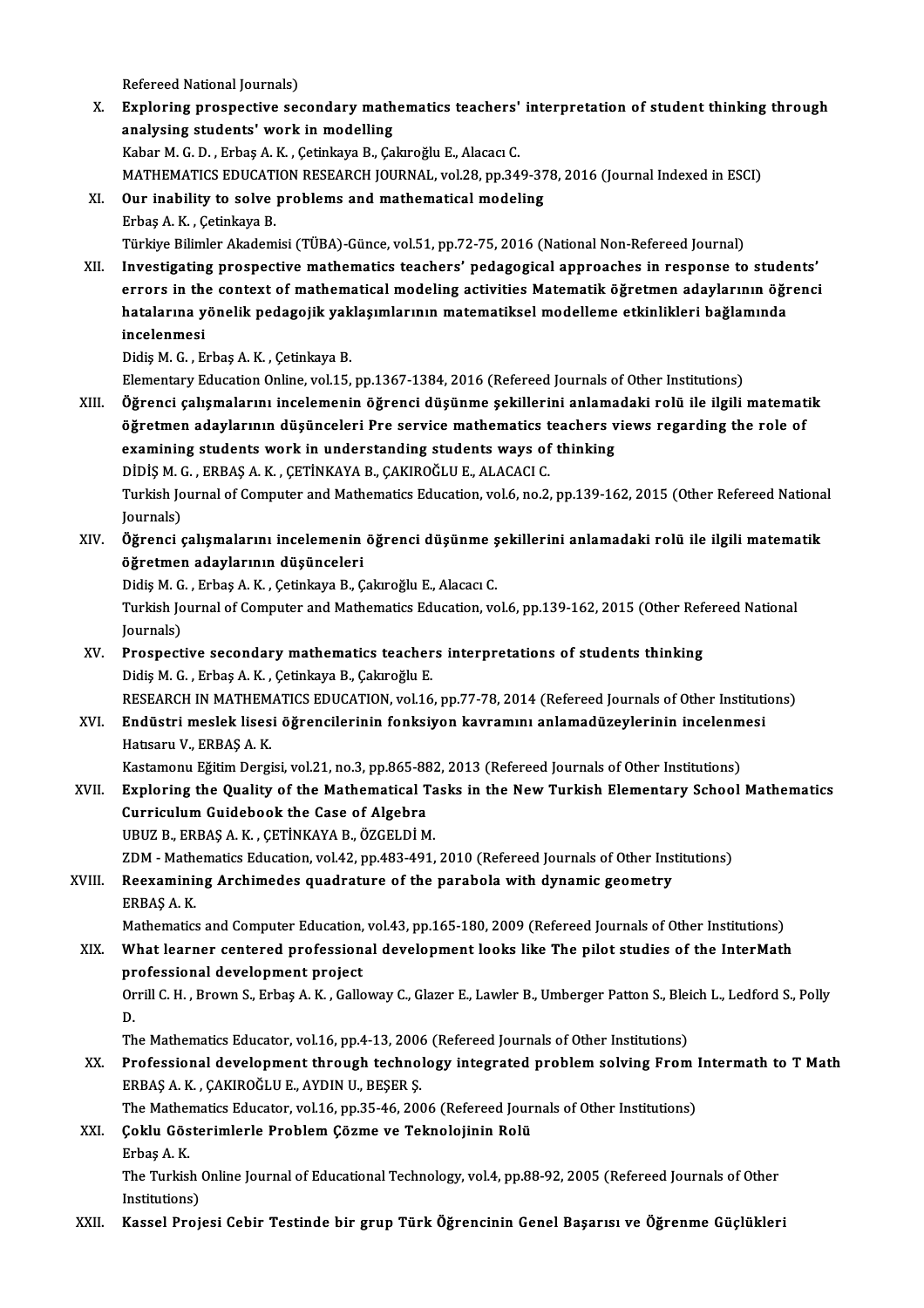Refereed National Journals)

X. **Exploring prospective secondary mathematics teachers' interpretation of student thinking through analysing students' work in modelling**
Kabar M. G. D. , Erbaş A. K. , Çetinkaya B., Çakıroğlu E., Alacacı C.
MATHEMATICS EDUCATION RESEARCH JOURNAL, vol.28, pp.349-378, 2016 (Journal Indexed in ESCI)

XI. **Our inability to solve problems and mathematical modeling**
Erbaş A. K. , Çetinkaya B.
Türkiye Bilimler Akademisi (TÜBA)-Günce, vol.51, pp.72-75, 2016 (National Non-Refereed Journal)

XII. **Investigating prospective mathematics teachers' pedagogical approaches in response to students' errors in the context of mathematical modeling activities Matematik öğretmen adaylarının öğrenci hatalarına yönelik pedagojik yaklaşımlarının matematiksel modelleme etkinlikleri bağlamında incelenmesi**
Didiş M. G. , Erbaş A. K. , Çetinkaya B.
Elementary Education Online, vol.15, pp.1367-1384, 2016 (Refereed Journals of Other Institutions)

XIII. **Öğrenci çalışmalarını incelemenin öğrenci düşünme şekillerini anlamadaki rolü ile ilgili matematik öğretmen adaylarının düşünceleri Pre service mathematics teachers views regarding the role of examining students work in understanding students ways of thinking**
DİDİŞ M. G. , ERBAŞ A. K. , ÇETİNKAYA B., ÇAKIROĞLU E., ALACACI C.
Turkish Journal of Computer and Mathematics Education, vol.6, no.2, pp.139-162, 2015 (Other Refereed National Journals)

XIV. **Öğrenci çalışmalarını incelemenin öğrenci düşünme şekillerini anlamadaki rolü ile ilgili matematik öğretmen adaylarının düşünceleri**
Didiş M. G. , Erbaş A. K. , Çetinkaya B., Çakıroğlu E., Alacacı C.
Turkish Journal of Computer and Mathematics Education, vol.6, pp.139-162, 2015 (Other Refereed National Journals)

XV. **Prospective secondary mathematics teachers interpretations of students thinking**
Didiş M. G. , Erbaş A. K. , Çetinkaya B., Çakıroğlu E.
RESEARCH IN MATHEMATICS EDUCATION, vol.16, pp.77-78, 2014 (Refereed Journals of Other Institutions)

XVI. **Endüstri meslek lisesi öğrencilerinin fonksiyon kavramını anlamadüzeylerinin incelenmesi**
Hatısaru V., ERBAŞ A. K.
Kastamonu Eğitim Dergisi, vol.21, no.3, pp.865-882, 2013 (Refereed Journals of Other Institutions)

XVII. **Exploring the Quality of the Mathematical Tasks in the New Turkish Elementary School Mathematics Curriculum Guidebook the Case of Algebra**
UBUZ B., ERBAŞ A. K. , ÇETİNKAYA B., ÖZGELDİ M.
ZDM - Mathematics Education, vol.42, pp.483-491, 2010 (Refereed Journals of Other Institutions)

XVIII. **Reexamining Archimedes quadrature of the parabola with dynamic geometry**
ERBAŞ A. K.
Mathematics and Computer Education, vol.43, pp.165-180, 2009 (Refereed Journals of Other Institutions)

XIX. **What learner centered professional development looks like The pilot studies of the InterMath professional development project**
Orrill C. H. , Brown S., Erbaş A. K. , Galloway C., Glazer E., Lawler B., Umberger Patton S., Bleich L., Ledford S., Polly D.
The Mathematics Educator, vol.16, pp.4-13, 2006 (Refereed Journals of Other Institutions)

XX. **Professional development through technology integrated problem solving From Intermath to T Math**
ERBAŞ A. K. , ÇAKIROĞLU E., AYDIN U., BEŞER Ş.
The Mathematics Educator, vol.16, pp.35-46, 2006 (Refereed Journals of Other Institutions)

XXI. **Çoklu Gösterimlerle Problem Çözme ve Teknolojinin Rolü**
Erbaş A. K.
The Turkish Online Journal of Educational Technology, vol.4, pp.88-92, 2005 (Refereed Journals of Other Institutions)

XXII. **Kassel Projesi Cebir Testinde bir grup Türk Öğrencinin Genel Başarısı ve Öğrenme Güçlükleri**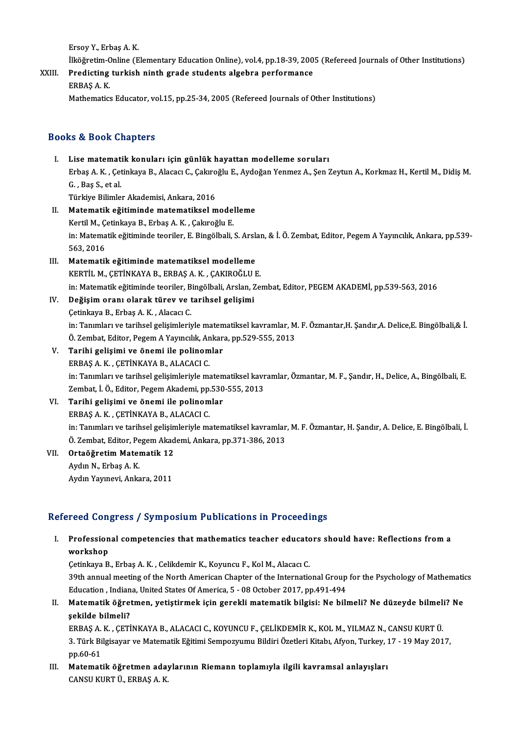Ersoy Y., Erbaş A. K.

İlköğretim-Online (Elementary Education Online), vol.4, pp.18-39, 2005 (Refereed Journals of Other Institutions)

XXIII. **Predicting turkish ninth grade students algebra performance**
ERBAŞ A. K.
Mathematics Educator, vol.15, pp.25-34, 2005 (Refereed Journals of Other Institutions)

## Books & Book Chapters

I. **Lise matematik konuları için günlük hayattan modelleme soruları**
Erbaş A. K. , Çetinkaya B., Alacacı C., Çakıroğlu E., Aydoğan Yenmez A., Şen Zeytun A., Korkmaz H., Kertil M., Didiş M. G. , Baş S., et al.
Türkiye Bilimler Akademisi, Ankara, 2016

II. **Matematik eğitiminde matematiksel modelleme**
Kertil M., Çetinkaya B., Erbaş A. K. , Çakıroğlu E.
in: Matematik eğitiminde teoriler, E. Bingölbali, S. Arslan, & İ. Ö. Zembat, Editor, Pegem A Yayıncılık, Ankara, pp.539-563, 2016

III. **Matematik eğitiminde matematiksel modelleme**
KERTİL M., ÇETİNKAYA B., ERBAŞ A. K. , ÇAKIROĞLU E.
in: Matematik eğitiminde teoriler, Bingölbali, Arslan, Zembat, Editor, PEGEM AKADEMİ, pp.539-563, 2016

IV. **Değişim oranı olarak türev ve tarihsel gelişimi**
Çetinkaya B., Erbaş A. K. , Alacacı C.
in: Tanımları ve tarihsel gelişimleriyle matematiksel kavramlar, M. F. Özmantar,H. Şandır,A. Delice,E. Bingölbali,& İ. Ö. Zembat, Editor, Pegem A Yayıncılık, Ankara, pp.529-555, 2013

V. **Tarihi gelişimi ve önemi ile polinomlar**
ERBAŞ A. K. , ÇETİNKAYA B., ALACACI C.
in: Tanımları ve tarihsel gelişimleriyle matematiksel kavramlar, Özmantar, M. F., Şandır, H., Delice, A., Bingölbali, E. Zembat, İ. Ö., Editor, Pegem Akademi, pp.530-555, 2013

VI. **Tarihi gelişimi ve önemi ile polinomlar**
ERBAŞ A. K. , ÇETİNKAYA B., ALACACI C.
in: Tanımları ve tarihsel gelişimleriyle matematiksel kavramlar, M. F. Özmantar, H. Şandır, A. Delice, E. Bingölbali, İ. Ö. Zembat, Editor, Pegem Akademi, Ankara, pp.371-386, 2013

VII. **Ortaöğretim Matematik 12**
Aydın N., Erbaş A. K.
Aydın Yayınevi, Ankara, 2011

## Refereed Congress / Symposium Publications in Proceedings

I. **Professional competencies that mathematics teacher educators should have: Reflections from a workshop**
Çetinkaya B., Erbaş A. K. , Celikdemir K., Koyuncu F., Kol M., Alacacı C.
39th annual meeting of the North American Chapter of the International Group for the Psychology of Mathematics Education , Indiana, United States Of America, 5 - 08 October 2017, pp.491-494

II. **Matematik öğretmen, yetiştirmek için gerekli matematik bilgisi: Ne bilmeli? Ne düzeyde bilmeli? Ne şekilde bilmeli?**
ERBAŞ A. K. , ÇETİNKAYA B., ALACACI C., KOYUNCU F., ÇELİKDEMİR K., KOL M., YILMAZ N., CANSU KURT Ü.
3. Türk Bilgisayar ve Matematik Eğitimi Sempozyumu Bildiri Özetleri Kitabı, Afyon, Turkey, 17 - 19 May 2017, pp.60-61

III. **Matematik öğretmen adaylarının Riemann toplamıyla ilgili kavramsal anlayışları**
CANSU KURT Ü., ERBAŞ A. K.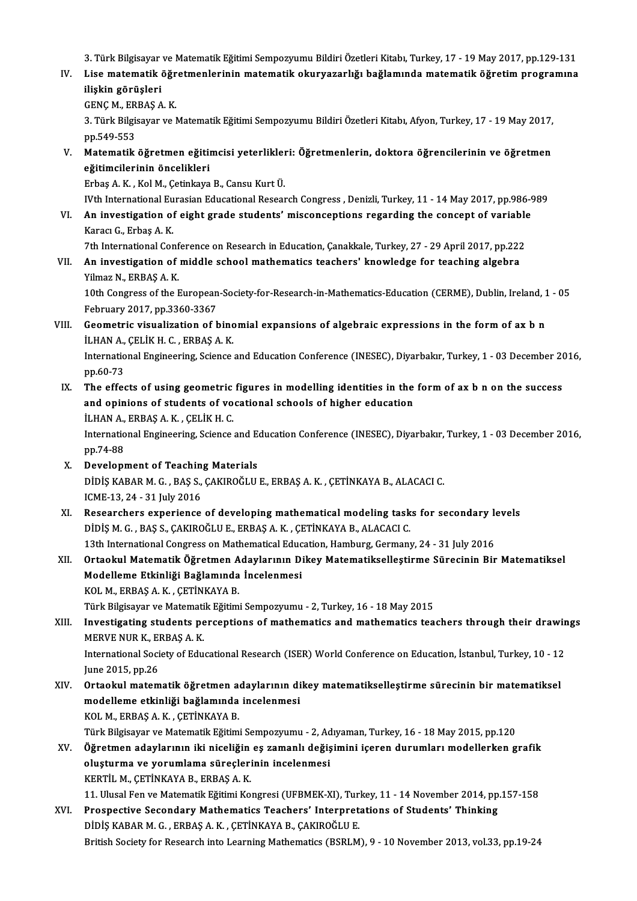3. Türk Bilgisayar ve Matematik Eğitimi Sempozyumu Bildiri Özetleri Kitabı, Turkey, 17 - 19 May 2017, pp.129-131

IV. **Lise matematik öğretmenlerinin matematik okuryazarlığı bağlamında matematik öğretim programına ilişkin görüşleri**
GENÇ M., ERBAŞ A. K.
3. Türk Bilgisayar ve Matematik Eğitimi Sempozyumu Bildiri Özetleri Kitabı, Afyon, Turkey, 17 - 19 May 2017, pp.549-553

V. **Matematik öğretmen eğitimcisi yeterlikleri: Öğretmenlerin, doktora öğrencilerinin ve öğretmen eğitimcilerinin öncelikleri**
Erbaş A. K. , Kol M., Çetinkaya B., Cansu Kurt Ü.
IVth International Eurasian Educational Research Congress , Denizli, Turkey, 11 - 14 May 2017, pp.986-989

VI. **An investigation of eight grade students' misconceptions regarding the concept of variable**
Karacı G., Erbaş A. K.
7th International Conference on Research in Education, Çanakkale, Turkey, 27 - 29 April 2017, pp.222

VII. **An investigation of middle school mathematics teachers' knowledge for teaching algebra**
Yilmaz N., ERBAŞ A. K.
10th Congress of the European-Society-for-Research-in-Mathematics-Education (CERME), Dublin, Ireland, 1 - 05 February 2017, pp.3360-3367

VIII. **Geometric visualization of binomial expansions of algebraic expressions in the form of ax b n**
İLHAN A., ÇELİK H. C. , ERBAŞ A. K.
International Engineering, Science and Education Conference (INESEC), Diyarbakır, Turkey, 1 - 03 December 2016, pp.60-73

IX. **The effects of using geometric figures in modelling identities in the form of ax b n on the success and opinions of students of vocational schools of higher education**
İLHAN A., ERBAŞ A. K. , ÇELİK H. C.
International Engineering, Science and Education Conference (INESEC), Diyarbakır, Turkey, 1 - 03 December 2016, pp.74-88

X. **Development of Teaching Materials**
DİDİŞ KABAR M. G. , BAŞ S., ÇAKIROĞLU E., ERBAŞ A. K. , ÇETİNKAYA B., ALACACI C.
ICME-13, 24 - 31 July 2016

XI. **Researchers experience of developing mathematical modeling tasks for secondary levels**
DİDİŞ M. G. , BAŞ S., ÇAKIROĞLU E., ERBAŞ A. K. , ÇETİNKAYA B., ALACACI C.
13th International Congress on Mathematical Education, Hamburg, Germany, 24 - 31 July 2016

XII. **Ortaokul Matematik Öğretmen Adaylarının Dikey Matematikselleştirme Sürecinin Bir Matematiksel Modelleme Etkinliği Bağlamında İncelenmesi**
KOL M., ERBAŞ A. K. , ÇETİNKAYA B.
Türk Bilgisayar ve Matematik Eğitimi Sempozyumu - 2, Turkey, 16 - 18 May 2015

XIII. **Investigating students perceptions of mathematics and mathematics teachers through their drawings**
MERVE NUR K., ERBAŞ A. K.
International Society of Educational Research (ISER) World Conference on Education, İstanbul, Turkey, 10 - 12 June 2015, pp.26

XIV. **Ortaokul matematik öğretmen adaylarının dikey matematikselleştirme sürecinin bir matematiksel modelleme etkinliği bağlamında incelenmesi**
KOL M., ERBAŞ A. K. , ÇETİNKAYA B.
Türk Bilgisayar ve Matematik Eğitimi Sempozyumu - 2, Adıyaman, Turkey, 16 - 18 May 2015, pp.120

XV. **Öğretmen adaylarının iki niceliğin eş zamanlı değişimini içeren durumları modellerken grafik oluşturma ve yorumlama süreçlerinin incelenmesi**
KERTİL M., ÇETİNKAYA B., ERBAŞ A. K.
11. Ulusal Fen ve Matematik Eğitimi Kongresi (UFBMEK-XI), Turkey, 11 - 14 November 2014, pp.157-158

XVI. **Prospective Secondary Mathematics Teachers' Interpretations of Students' Thinking**
DİDİŞ KABAR M. G. , ERBAŞ A. K. , ÇETİNKAYA B., ÇAKIROĞLU E.
British Society for Research into Learning Mathematics (BSRLM), 9 - 10 November 2013, vol.33, pp.19-24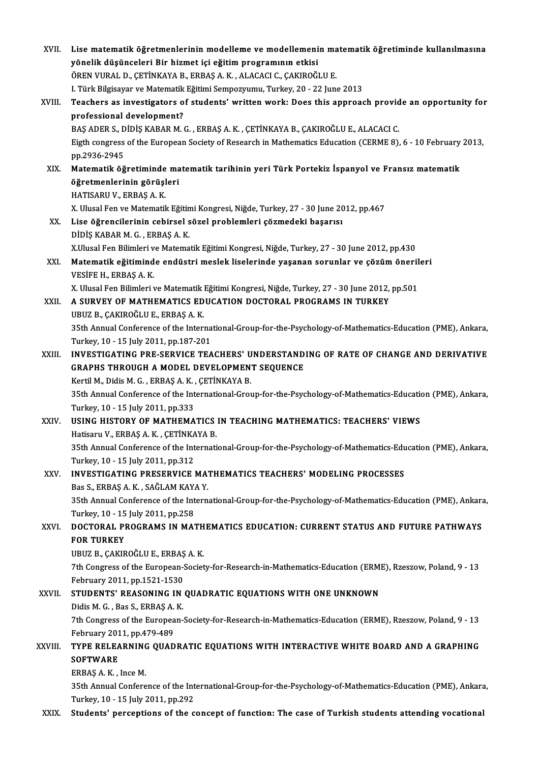XVII. **Lise matematik öğretmenlerinin modelleme ve modellemenin matematik öğretiminde kullanılmasına yönelik düşünceleri Bir hizmet içi eğitim programının etkisi**
ÖREN VURAL D., ÇETİNKAYA B., ERBAŞ A. K. , ALACACI C., ÇAKIROĞLU E.
I. Türk Bilgisayar ve Matematik Eğitimi Sempozyumu, Turkey, 20 - 22 June 2013

XVIII. **Teachers as investigators of students' written work: Does this approach provide an opportunity for professional development?**
BAŞ ADER S., DİDİŞ KABAR M. G. , ERBAŞ A. K. , ÇETİNKAYA B., ÇAKIROĞLU E., ALACACI C.
Eigth congress of the European Society of Research in Mathematics Education (CERME 8), 6 - 10 February 2013, pp.2936-2945

XIX. **Matematik öğretiminde matematik tarihinin yeri Türk Portekiz İspanyol ve Fransız matematik öğretmenlerinin görüşleri**
HATISARU V., ERBAŞ A. K.
X. Ulusal Fen ve Matematik Eğitimi Kongresi, Niğde, Turkey, 27 - 30 June 2012, pp.467

XX. **Lise öğrencilerinin cebirsel sözel problemleri çözmedeki başarısı**
DİDİŞ KABAR M. G. , ERBAŞ A. K.
X.Ulusal Fen Bilimleri ve Matematik Eğitimi Kongresi, Niğde, Turkey, 27 - 30 June 2012, pp.430

XXI. **Matematik eğitiminde endüstri meslek liselerinde yaşanan sorunlar ve çözüm önerileri**
VESİFE H., ERBAŞ A. K.
X. Ulusal Fen Bilimleri ve Matematik Eğitimi Kongresi, Niğde, Turkey, 27 - 30 June 2012, pp.501

XXII. **A SURVEY OF MATHEMATICS EDUCATION DOCTORAL PROGRAMS IN TURKEY**
UBUZ B., ÇAKIROĞLU E., ERBAŞ A. K.
35th Annual Conference of the International-Group-for-the-Psychology-of-Mathematics-Education (PME), Ankara, Turkey, 10 - 15 July 2011, pp.187-201

XXIII. **INVESTIGATING PRE-SERVICE TEACHERS' UNDERSTANDING OF RATE OF CHANGE AND DERIVATIVE GRAPHS THROUGH A MODEL DEVELOPMENT SEQUENCE**
Kertil M., Didis M. G. , ERBAŞ A. K. , ÇETİNKAYA B.
35th Annual Conference of the International-Group-for-the-Psychology-of-Mathematics-Education (PME), Ankara, Turkey, 10 - 15 July 2011, pp.333

XXIV. **USING HISTORY OF MATHEMATICS IN TEACHING MATHEMATICS: TEACHERS' VIEWS**
Hatisaru V., ERBAŞ A. K. , ÇETİNKAYA B.
35th Annual Conference of the International-Group-for-the-Psychology-of-Mathematics-Education (PME), Ankara, Turkey, 10 - 15 July 2011, pp.312

XXV. **INVESTIGATING PRESERVICE MATHEMATICS TEACHERS' MODELING PROCESSES**
Bas S., ERBAŞ A. K. , SAĞLAM KAYA Y.
35th Annual Conference of the International-Group-for-the-Psychology-of-Mathematics-Education (PME), Ankara, Turkey, 10 - 15 July 2011, pp.258

XXVI. **DOCTORAL PROGRAMS IN MATHEMATICS EDUCATION: CURRENT STATUS AND FUTURE PATHWAYS FOR TURKEY**
UBUZ B., ÇAKIROĞLU E., ERBAŞ A. K.
7th Congress of the European-Society-for-Research-in-Mathematics-Education (ERME), Rzeszow, Poland, 9 - 13 February 2011, pp.1521-1530

XXVII. **STUDENTS' REASONING IN QUADRATIC EQUATIONS WITH ONE UNKNOWN**
Didis M. G. , Bas S., ERBAŞ A. K.
7th Congress of the European-Society-for-Research-in-Mathematics-Education (ERME), Rzeszow, Poland, 9 - 13 February 2011, pp.479-489

XXVIII. **TYPE RELEARNING QUADRATIC EQUATIONS WITH INTERACTIVE WHITE BOARD AND A GRAPHING SOFTWARE**
ERBAŞ A. K. , Ince M.
35th Annual Conference of the International-Group-for-the-Psychology-of-Mathematics-Education (PME), Ankara, Turkey, 10 - 15 July 2011, pp.292

XXIX. **Students' perceptions of the concept of function: The case of Turkish students attending vocational**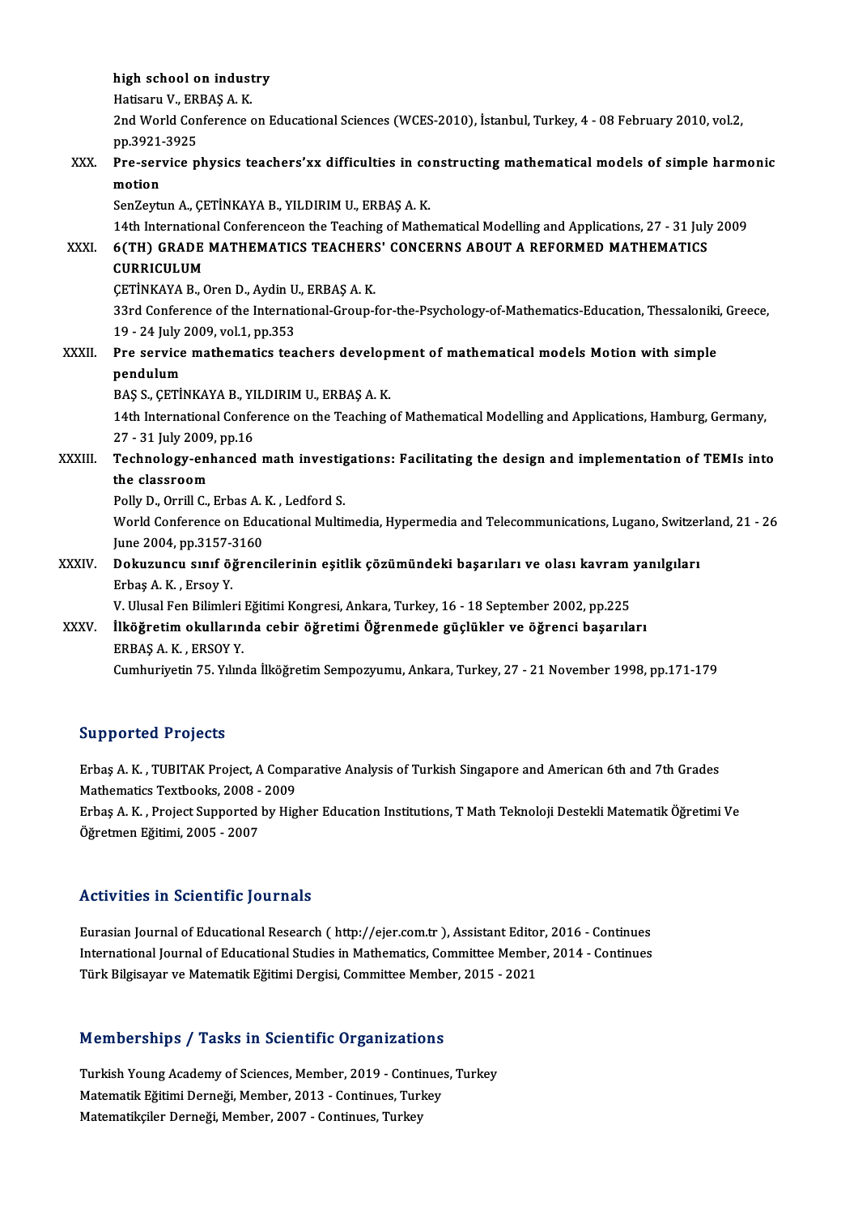**high school on industry**
Hatisaru V., ERBAŞ A. K.
2nd World Conference on Educational Sciences (WCES-2010), İstanbul, Turkey, 4 - 08 February 2010, vol.2, pp.3921-3925

XXX. **Pre-service physics teachers'xx difficulties in constructing mathematical models of simple harmonic motion**
SenZeytun A., ÇETİNKAYA B., YILDIRIM U., ERBAŞ A. K.
14th International Conferenceon the Teaching of Mathematical Modelling and Applications, 27 - 31 July 2009

XXXI. **6(TH) GRADE MATHEMATICS TEACHERS' CONCERNS ABOUT A REFORMED MATHEMATICS CURRICULUM**
ÇETİNKAYA B., Oren D., Aydin U., ERBAŞ A. K.
33rd Conference of the International-Group-for-the-Psychology-of-Mathematics-Education, Thessaloniki, Greece, 19 - 24 July 2009, vol.1, pp.353

XXXII. **Pre service mathematics teachers development of mathematical models Motion with simple pendulum**
BAŞ S., ÇETİNKAYA B., YILDIRIM U., ERBAŞ A. K.
14th International Conference on the Teaching of Mathematical Modelling and Applications, Hamburg, Germany, 27 - 31 July 2009, pp.16

XXXIII. **Technology-enhanced math investigations: Facilitating the design and implementation of TEMIs into the classroom**
Polly D., Orrill C., Erbas A. K. , Ledford S.
World Conference on Educational Multimedia, Hypermedia and Telecommunications, Lugano, Switzerland, 21 - 26 June 2004, pp.3157-3160

XXXIV. **Dokuzuncu sınıf öğrencilerinin eşitlik çözümündeki başarıları ve olası kavram yanılgıları**
Erbaş A. K. , Ersoy Y.
V. Ulusal Fen Bilimleri Eğitimi Kongresi, Ankara, Turkey, 16 - 18 September 2002, pp.225

XXXV. **İlköğretim okullarında cebir öğretimi Öğrenmede güçlükler ve öğrenci başarıları**
ERBAŞ A. K. , ERSOY Y.
Cumhuriyetin 75. Yılında İlköğretim Sempozyumu, Ankara, Turkey, 27 - 21 November 1998, pp.171-179

## Supported Projects

Erbaş A. K. , TUBITAK Project, A Comparative Analysis of Turkish Singapore and American 6th and 7th Grades Mathematics Textbooks, 2008 - 2009

Erbaş A. K. , Project Supported by Higher Education Institutions, T Math Teknoloji Destekli Matematik Öğretimi Ve Öğretmen Eğitimi, 2005 - 2007

## Activities in Scientific Journals

Eurasian Journal of Educational Research ( http://ejer.com.tr ), Assistant Editor, 2016 - Continues
International Journal of Educational Studies in Mathematics, Committee Member, 2014 - Continues
Türk Bilgisayar ve Matematik Eğitimi Dergisi, Committee Member, 2015 - 2021

## Memberships / Tasks in Scientific Organizations

Turkish Young Academy of Sciences, Member, 2019 - Continues, Turkey
Matematik Eğitimi Derneği, Member, 2013 - Continues, Turkey
Matematikçiler Derneği, Member, 2007 - Continues, Turkey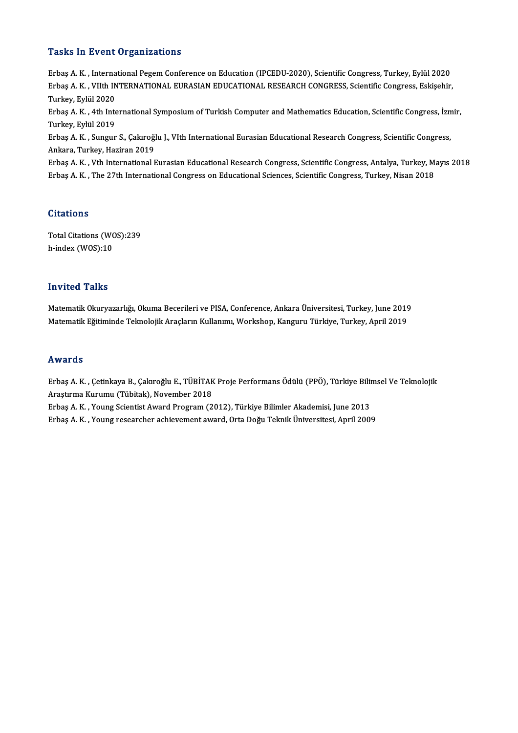## Tasks In Event Organizations

Erbaş A. K. , International Pegem Conference on Education (IPCEDU-2020), Scientific Congress, Turkey, Eylül 2020
Erbaş A. K. , VIIth INTERNATIONAL EURASIAN EDUCATIONAL RESEARCH CONGRESS, Scientific Congress, Eskişehir, Turkey, Eylül 2020
Erbaş A. K. , 4th International Symposium of Turkish Computer and Mathematics Education, Scientific Congress, İzmir, Turkey, Eylül 2019
Erbaş A. K. , Sungur S., Çakıroğlu J., VIth International Eurasian Educational Research Congress, Scientific Congress, Ankara, Turkey, Haziran 2019
Erbaş A. K. , Vth International Eurasian Educational Research Congress, Scientific Congress, Antalya, Turkey, Mayıs 2018
Erbaş A. K. , The 27th International Congress on Educational Sciences, Scientific Congress, Turkey, Nisan 2018

## Citations

Total Citations (WOS):239
h-index (WOS):10

## Invited Talks

Matematik Okuryazarlığı, Okuma Becerileri ve PISA, Conference, Ankara Üniversitesi, Turkey, June 2019
Matematik Eğitiminde Teknolojik Araçların Kullanımı, Workshop, Kanguru Türkiye, Turkey, April 2019

## Awards

Erbaş A. K. , Çetinkaya B., Çakıroğlu E., TÜBİTAK Proje Performans Ödülü (PPÖ), Türkiye Bilimsel Ve Teknolojik Araştırma Kurumu (Tübitak), November 2018
Erbaş A. K. , Young Scientist Award Program (2012), Türkiye Bilimler Akademisi, June 2013
Erbaş A. K. , Young researcher achievement award, Orta Doğu Teknik Üniversitesi, April 2009